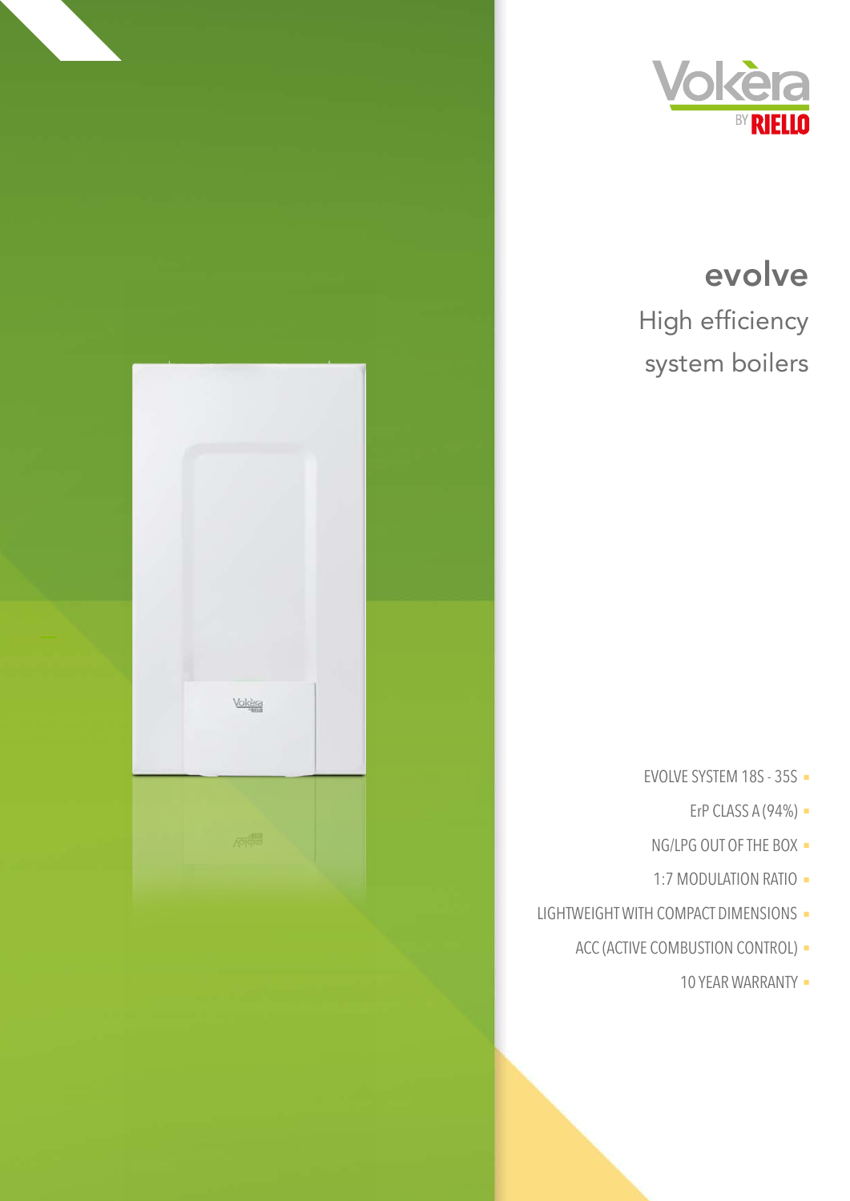Vokèra BY RIELLO

# evolve

## High efficiency system boilers

- EVOLVE SYSTEM 18S - 35S
- ErP CLASS A (94%)
- NG/LPG OUT OF THE BOX
- 1:7 MODULATION RATIO
- LIGHTWEIGHT WITH COMPACT DIMENSIONS
- ACC (ACTIVE COMBUSTION CONTROL)
- 10 YEAR WARRANTY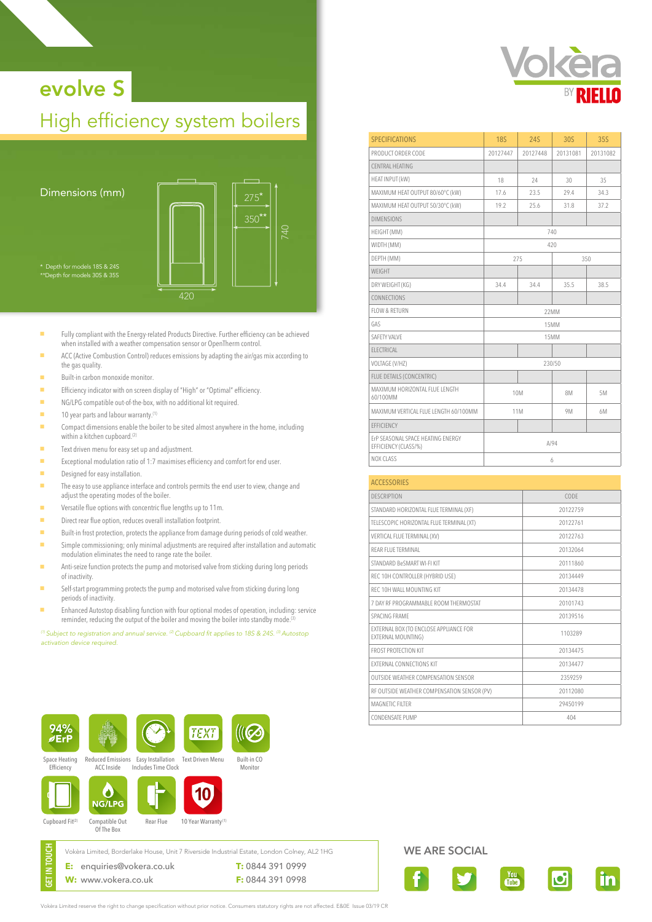# evolve S

## High efficiency system boilers

Dimensions (mm)

275*
350**
740
420

\* Depth for models 18S & 24S
\*\*Depth for models 30S & 35S

- Fully compliant with the Energy-related Products Directive. Further efficiency can be achieved when installed with a weather compensation sensor or OpenTherm control.
- ACC (Active Combustion Control) reduces emissions by adapting the air/gas mix according to the gas quality.
- Built-in carbon monoxide monitor.
- Efficiency indicator with on screen display of "High" or "Optimal" efficiency.
- NG/LPG compatible out-of-the-box, with no additional kit required.
- 10 year parts and labour warranty.[1]
- Compact dimensions enable the boiler to be sited almost anywhere in the home, including within a kitchen cupboard.[2]
- Text driven menu for easy set up and adjustment.
- Exceptional modulation ratio of 1:7 maximises efficiency and comfort for end user.
- Designed for easy installation.
- The easy to use appliance interface and controls permits the end user to view, change and adjust the operating modes of the boiler.
- Versatile flue options with concentric flue lengths up to 11m.
- Direct rear flue option, reduces overall installation footprint.
- Built-in frost protection, protects the appliance from damage during periods of cold weather.
- Simple commissioning; only minimal adjustments are required after installation and automatic modulation eliminates the need to range rate the boiler.
- Anti-seize function protects the pump and motorised valve from sticking during long periods of inactivity.
- Self-start programming protects the pump and motorised valve from sticking during long periods of inactivity.
- Enhanced Autostop disabling function with four optional modes of operation, including: service reminder, reducing the output of the boiler and moving the boiler into standby mode.[3]

*[1] Subject to registration and annual service. [2] Cupboard fit applies to 18S & 24S. [3] Autostop activation device required.*

94% ErP Space Heating Efficiency
Reduced Emissions ACC Inside
Easy Installation Includes Time Clock
TEXT Text Driven Menu
Built-in CO Monitor
Cupboard Fit[2]
NG/LPG Compatible Out Of The Box
Rear Flue
10 10 Year Warranty[1]

| SPECIFICATIONS | 18S | 24S | 30S | 35S |
|---|---|---|---|---|
| PRODUCT ORDER CODE | 20127447 | 20127448 | 20131081 | 20131082 |
| CENTRAL HEATING | | | | |
| HEAT INPUT (kW) | 18 | 24 | 30 | 35 |
| MAXIMUM HEAT OUTPUT 80/60°C (kW) | 17.6 | 23.5 | 29.4 | 34.3 |
| MAXIMUM HEAT OUTPUT 50/30°C (kW) | 19.2 | 25.6 | 31.8 | 37.2 |
| DIMENSIONS | | | | |
| HEIGHT (MM) | 740 | | | |
| WIDTH (MM) | 420 | | | |
| DEPTH (MM) | 275 | | 350 | |
| WEIGHT | | | | |
| DRY WEIGHT (KG) | 34.4 | 34.4 | 35.5 | 38.5 |
| CONNECTIONS | | | | |
| FLOW & RETURN | 22MM | | | |
| GAS | 15MM | | | |
| SAFETY VALVE | 15MM | | | |
| ELECTRICAL | | | | |
| VOLTAGE (V/HZ) | 230/50 | | | |
| FLUE DETAILS (CONCENTRIC) | | | | |
| MAXIMUM HORIZONTAL FLUE LENGTH 60/100MM | 10M | | 8M | 5M |
| MAXIMUM VERTICAL FLUE LENGTH 60/100MM | 11M | | 9M | 6M |
| EFFICIENCY | | | | |
| ErP SEASONAL SPACE HEATING ENERGY EFFICIENCY (CLASS/%) | A/94 | | | |
| NOx CLASS | 6 | | | |

| ACCESSORIES | |
|---|---|
| DESCRIPTION | CODE |
| STANDARD HORIZONTAL FLUE TERMINAL (XF) | 20122759 |
| TELESCOPIC HORIZONTAL FLUE TERMINAL (XT) | 20122761 |
| VERTICAL FLUE TERMINAL (XV) | 20122763 |
| REAR FLUE TERMINAL | 20132064 |
| STANDARD BeSMART WI-FI KIT | 20111860 |
| REC 10H CONTROLLER (HYBRID USE) | 20134449 |
| REC 10H WALL MOUNTING KIT | 20134478 |
| 7 DAY RF PROGRAMMABLE ROOM THERMOSTAT | 20101743 |
| SPACING FRAME | 20139516 |
| EXTERNAL BOX (TO ENCLOSE APPLIANCE FOR EXTERNAL MOUNTING) | 1103289 |
| FROST PROTECTION KIT | 20134475 |
| EXTERNAL CONNECTIONS KIT | 20134477 |
| OUTSIDE WEATHER COMPENSATION SENSOR | 2359259 |
| RF OUTSIDE WEATHER COMPENSATION SENSOR (PV) | 20112080 |
| MAGNETIC FILTER | 29450199 |
| CONDENSATE PUMP | 404 |

**GET IN TOUCH**

Vokèra Limited, Borderlake House, Unit 7 Riverside Industrial Estate, London Colney, AL2 1HG

**E:** enquiries@vokera.co.uk **T:** 0844 391 0999
**W:** www.vokera.co.uk **F:** 0844 391 0998

**WE ARE SOCIAL**

Vokèra Limited reserve the right to change specification without prior notice. Consumers statutory rights are not affected. E&OE Issue 03/19 CR